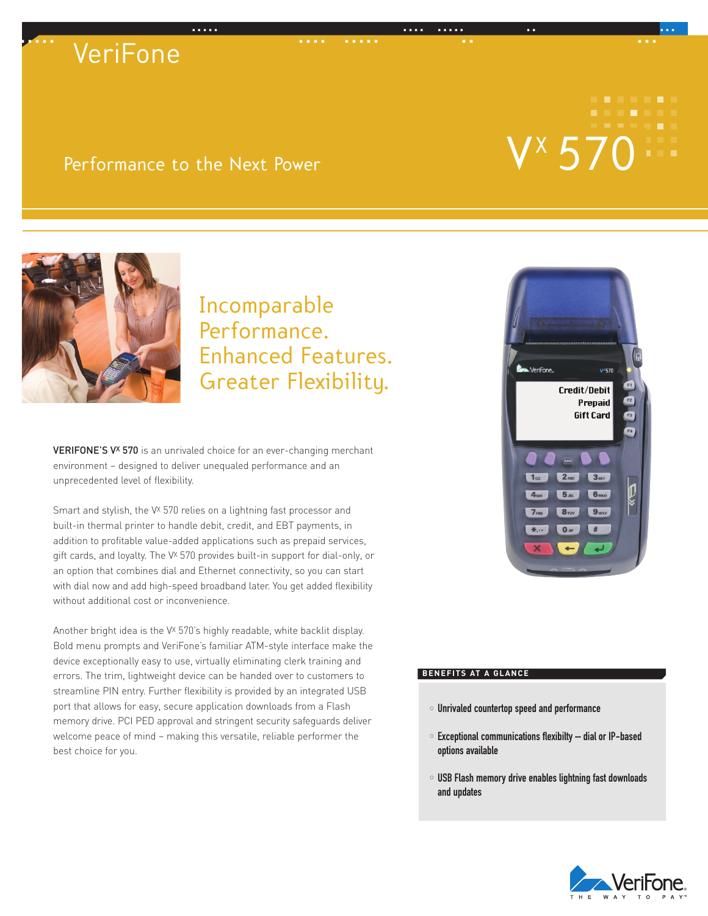VeriFone

Performance to the Next Power

# $V^x$ 570

## Incomparable Performance. Enhanced Features. Greater Flexibility.

**VERIFONE'S $V^x$ 570** is an unrivaled choice for an ever-changing merchant environment – designed to deliver unequaled performance and an unprecedented level of flexibility.

Smart and stylish, the $V^x$ 570 relies on a lightning fast processor and built-in thermal printer to handle debit, credit, and EBT payments, in addition to profitable value-added applications such as prepaid services, gift cards, and loyalty. The $V^x$ 570 provides built-in support for dial-only, or an option that combines dial and Ethernet connectivity, so you can start with dial now and add high-speed broadband later. You get added flexibility without additional cost or inconvenience.

Another bright idea is the $V^x$ 570's highly readable, white backlit display. Bold menu prompts and VeriFone's familiar ATM-style interface make the device exceptionally easy to use, virtually eliminating clerk training and errors. The trim, lightweight device can be handed over to customers to streamline PIN entry. Further flexibility is provided by an integrated USB port that allows for easy, secure application downloads from a Flash memory drive. PCI PED approval and stringent security safeguards deliver welcome peace of mind – making this versatile, reliable performer the best choice for you.

### BENEFITS AT A GLANCE

- Unrivaled countertop speed and performance
- Exceptional communications flexibilty – dial or IP-based options available
- USB Flash memory drive enables lightning fast downloads and updates

VeriFone. THE WAY TO PAY™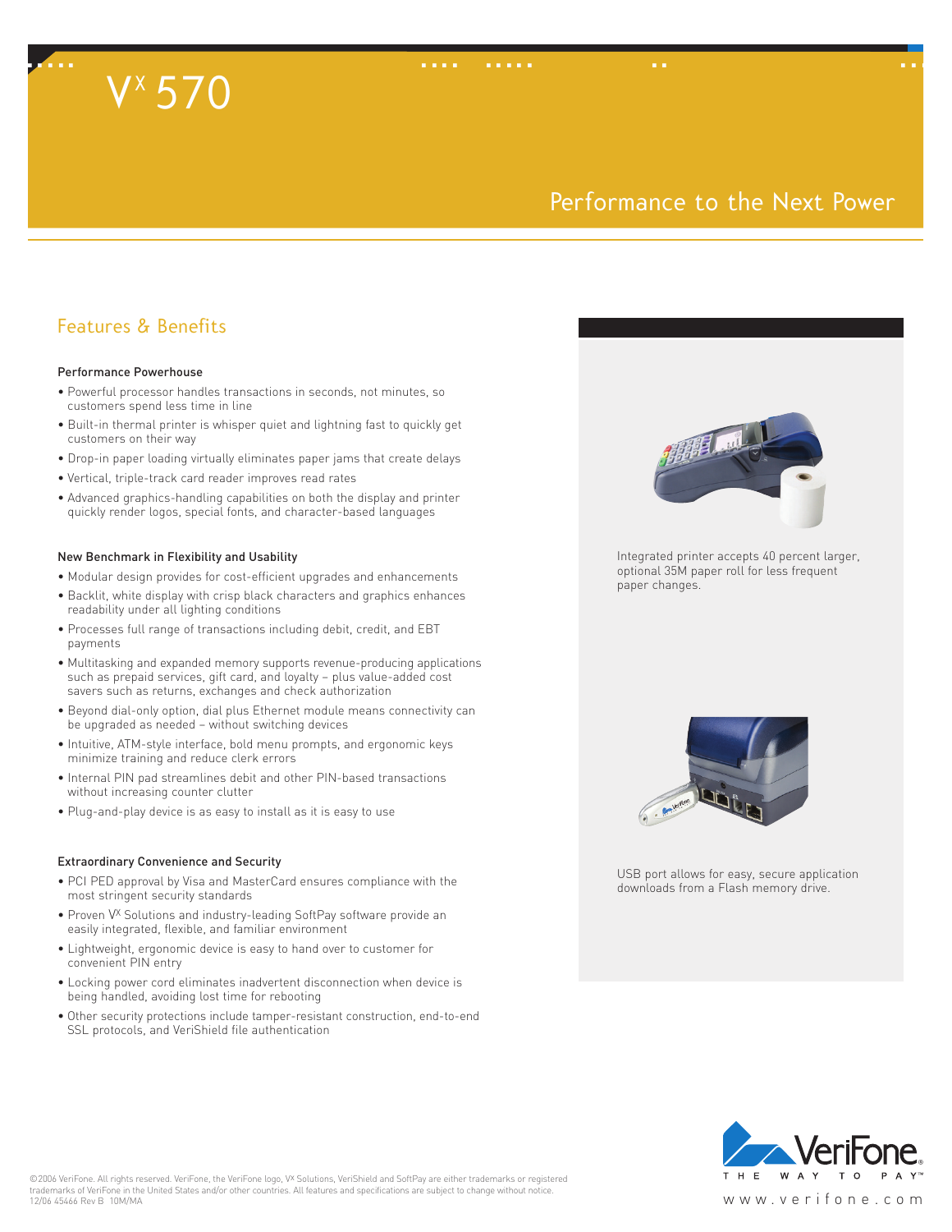# V[X] 570

## Performance to the Next Power

## Features & Benefits

### Performance Powerhouse

- Powerful processor handles transactions in seconds, not minutes, so customers spend less time in line
- Built-in thermal printer is whisper quiet and lightning fast to quickly get customers on their way
- Drop-in paper loading virtually eliminates paper jams that create delays
- Vertical, triple-track card reader improves read rates
- Advanced graphics-handling capabilities on both the display and printer quickly render logos, special fonts, and character-based languages

### New Benchmark in Flexibility and Usability

- Modular design provides for cost-efficient upgrades and enhancements
- Backlit, white display with crisp black characters and graphics enhances readability under all lighting conditions
- Processes full range of transactions including debit, credit, and EBT payments
- Multitasking and expanded memory supports revenue-producing applications such as prepaid services, gift card, and loyalty – plus value-added cost savers such as returns, exchanges and check authorization
- Beyond dial-only option, dial plus Ethernet module means connectivity can be upgraded as needed – without switching devices
- Intuitive, ATM-style interface, bold menu prompts, and ergonomic keys minimize training and reduce clerk errors
- Internal PIN pad streamlines debit and other PIN-based transactions without increasing counter clutter
- Plug-and-play device is as easy to install as it is easy to use

### Extraordinary Convenience and Security

- PCI PED approval by Visa and MasterCard ensures compliance with the most stringent security standards
- Proven V[X] Solutions and industry-leading SoftPay software provide an easily integrated, flexible, and familiar environment
- Lightweight, ergonomic device is easy to hand over to customer for convenient PIN entry
- Locking power cord eliminates inadvertent disconnection when device is being handled, avoiding lost time for rebooting
- Other security protections include tamper-resistant construction, end-to-end SSL protocols, and VeriShield file authentication

Integrated printer accepts 40 percent larger, optional 35M paper roll for less frequent paper changes.

USB port allows for easy, secure application downloads from a Flash memory drive.

©2006 VeriFone. All rights reserved. VeriFone, the VeriFone logo, V[X] Solutions, VeriShield and SoftPay are either trademarks or registered trademarks of VeriFone in the United States and/or other countries. All features and specifications are subject to change without notice.
12/06 45466 Rev B 10M/MA

VeriFone®
THE WAY TO PAY™
www.verifone.com